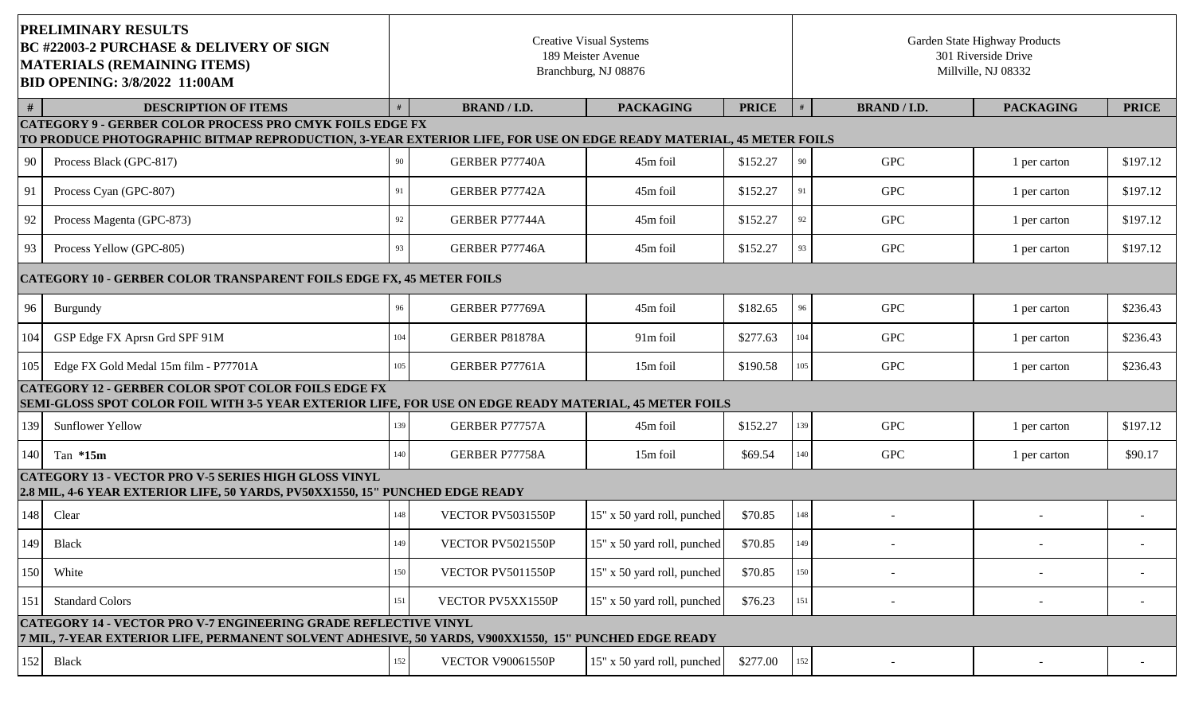| PRELIMINARY RESULTS<br>BC #22003-2 PURCHASE & DELIVERY OF SIGN MATERIALS (REMAINING ITEMS)<br>BID OPENING: 3/8/2022 11:00AM | | Creative Visual Systems<br>189 Meister Avenue<br>Branchburg, NJ 08876 | | | | Garden State Highway Products<br>301 Riverside Drive<br>Millville, NJ 08332 | | | |
|---|---|---|---|---|---|---|---|---|---|
| **#** | **DESCRIPTION OF ITEMS** | **#** | **BRAND / I.D.** | **PACKAGING** | **PRICE** | **#** | **BRAND / I.D.** | **PACKAGING** | **PRICE** |
| **CATEGORY 9 - GERBER COLOR PROCESS PRO CMYK FOILS EDGE FX<br>TO PRODUCE PHOTOGRAPHIC BITMAP REPRODUCTION, 3-YEAR EXTERIOR LIFE, FOR USE ON EDGE READY MATERIAL, 45 METER FOILS** | | | | | | | | | |
| 90 | Process Black (GPC-817) | 90 | GERBER P77740A | 45m foil | $152.27 | 90 | GPC | 1 per carton | $197.12 |
| 91 | Process Cyan (GPC-807) | 91 | GERBER P77742A | 45m foil | $152.27 | 91 | GPC | 1 per carton | $197.12 |
| 92 | Process Magenta (GPC-873) | 92 | GERBER P77744A | 45m foil | $152.27 | 92 | GPC | 1 per carton | $197.12 |
| 93 | Process Yellow (GPC-805) | 93 | GERBER P77746A | 45m foil | $152.27 | 93 | GPC | 1 per carton | $197.12 |
| **CATEGORY 10 - GERBER COLOR TRANSPARENT FOILS EDGE FX, 45 METER FOILS** | | | | | | | | | |
| 96 | Burgundy | 96 | GERBER P77769A | 45m foil | $182.65 | 96 | GPC | 1 per carton | $236.43 |
| 104 | GSP Edge FX Aprsn Grd SPF 91M | 104 | GERBER P81878A | 91m foil | $277.63 | 104 | GPC | 1 per carton | $236.43 |
| 105 | Edge FX Gold Medal 15m film - P77701A | 105 | GERBER P77761A | 15m foil | $190.58 | 105 | GPC | 1 per carton | $236.43 |
| **CATEGORY 12 - GERBER COLOR SPOT COLOR FOILS EDGE FX<br>SEMI-GLOSS SPOT COLOR FOIL WITH 3-5 YEAR EXTERIOR LIFE, FOR USE ON EDGE READY MATERIAL, 45 METER FOILS** | | | | | | | | | |
| 139 | Sunflower Yellow | 139 | GERBER P77757A | 45m foil | $152.27 | 139 | GPC | 1 per carton | $197.12 |
| 140 | Tan **\*15m** | 140 | GERBER P77758A | 15m foil | $69.54 | 140 | GPC | 1 per carton | $90.17 |
| **CATEGORY 13 - VECTOR PRO V-5 SERIES HIGH GLOSS VINYL<br>2.8 MIL, 4-6 YEAR EXTERIOR LIFE, 50 YARDS, PV50XX1550, 15" PUNCHED EDGE READY** | | | | | | | | | |
| 148 | Clear | 148 | VECTOR PV5031550P | 15" x 50 yard roll, punched | $70.85 | 148 | - | - | - |
| 149 | Black | 149 | VECTOR PV5021550P | 15" x 50 yard roll, punched | $70.85 | 149 | - | - | - |
| 150 | White | 150 | VECTOR PV5011550P | 15" x 50 yard roll, punched | $70.85 | 150 | - | - | - |
| 151 | Standard Colors | 151 | VECTOR PV5XX1550P | 15" x 50 yard roll, punched | $76.23 | 151 | - | - | - |
| **CATEGORY 14 - VECTOR PRO V-7 ENGINEERING GRADE REFLECTIVE VINYL<br>7 MIL, 7-YEAR EXTERIOR LIFE, PERMANENT SOLVENT ADHESIVE, 50 YARDS, V900XX1550, 15" PUNCHED EDGE READY** | | | | | | | | | |
| 152 | Black | 152 | VECTOR V90061550P | 15" x 50 yard roll, punched | $277.00 | 152 | - | - | - |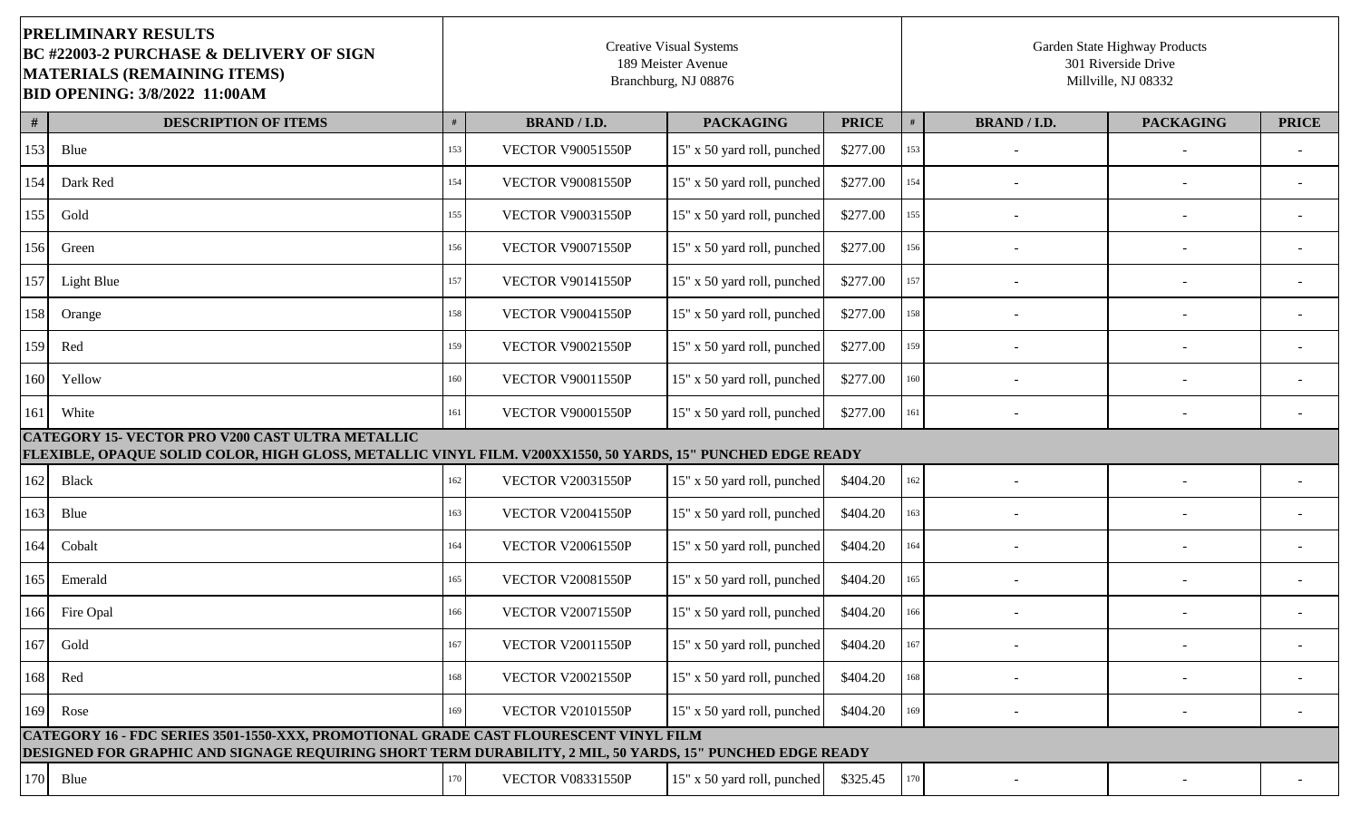| **PRELIMINARY RESULTS**<br>**BC #22003-2 PURCHASE & DELIVERY OF SIGN MATERIALS (REMAINING ITEMS)**<br>**BID OPENING: 3/8/2022 11:00AM** | | Creative Visual Systems<br>189 Meister Avenue<br>Branchburg, NJ 08876 | | | | Garden State Highway Products<br>301 Riverside Drive<br>Millville, NJ 08332 | | | |
|---|---|---|---|---|---|---|---|---|---|
| **#** | **DESCRIPTION OF ITEMS** | **#** | **BRAND / I.D.** | **PACKAGING** | **PRICE** | **#** | **BRAND / I.D.** | **PACKAGING** | **PRICE** |
| 153 | Blue | 153 | VECTOR V90051550P | 15" x 50 yard roll, punched | $277.00 | 153 | - | - | - |
| 154 | Dark Red | 154 | VECTOR V90081550P | 15" x 50 yard roll, punched | $277.00 | 154 | - | - | - |
| 155 | Gold | 155 | VECTOR V90031550P | 15" x 50 yard roll, punched | $277.00 | 155 | - | - | - |
| 156 | Green | 156 | VECTOR V90071550P | 15" x 50 yard roll, punched | $277.00 | 156 | - | - | - |
| 157 | Light Blue | 157 | VECTOR V90141550P | 15" x 50 yard roll, punched | $277.00 | 157 | - | - | - |
| 158 | Orange | 158 | VECTOR V90041550P | 15" x 50 yard roll, punched | $277.00 | 158 | - | - | - |
| 159 | Red | 159 | VECTOR V90021550P | 15" x 50 yard roll, punched | $277.00 | 159 | - | - | - |
| 160 | Yellow | 160 | VECTOR V90011550P | 15" x 50 yard roll, punched | $277.00 | 160 | - | - | - |
| 161 | White | 161 | VECTOR V90001550P | 15" x 50 yard roll, punched | $277.00 | 161 | - | - | - |
| **CATEGORY 15- VECTOR PRO V200 CAST ULTRA METALLIC**<br>**FLEXIBLE, OPAQUE SOLID COLOR, HIGH GLOSS, METALLIC VINYL FILM. V200XX1550, 50 YARDS, 15" PUNCHED EDGE READY** | | | | | | | | | |
| 162 | Black | 162 | VECTOR V20031550P | 15" x 50 yard roll, punched | $404.20 | 162 | - | - | - |
| 163 | Blue | 163 | VECTOR V20041550P | 15" x 50 yard roll, punched | $404.20 | 163 | - | - | - |
| 164 | Cobalt | 164 | VECTOR V20061550P | 15" x 50 yard roll, punched | $404.20 | 164 | - | - | - |
| 165 | Emerald | 165 | VECTOR V20081550P | 15" x 50 yard roll, punched | $404.20 | 165 | - | - | - |
| 166 | Fire Opal | 166 | VECTOR V20071550P | 15" x 50 yard roll, punched | $404.20 | 166 | - | - | - |
| 167 | Gold | 167 | VECTOR V20011550P | 15" x 50 yard roll, punched | $404.20 | 167 | - | - | - |
| 168 | Red | 168 | VECTOR V20021550P | 15" x 50 yard roll, punched | $404.20 | 168 | - | - | - |
| 169 | Rose | 169 | VECTOR V20101550P | 15" x 50 yard roll, punched | $404.20 | 169 | - | - | - |
| **CATEGORY 16 - FDC SERIES 3501-1550-XXX, PROMOTIONAL GRADE CAST FLOURESCENT VINYL FILM**<br>**DESIGNED FOR GRAPHIC AND SIGNAGE REQUIRING SHORT TERM DURABILITY, 2 MIL, 50 YARDS, 15" PUNCHED EDGE READY** | | | | | | | | | |
| 170 | Blue | 170 | VECTOR V08331550P | 15" x 50 yard roll, punched | $325.45 | 170 | - | - | - |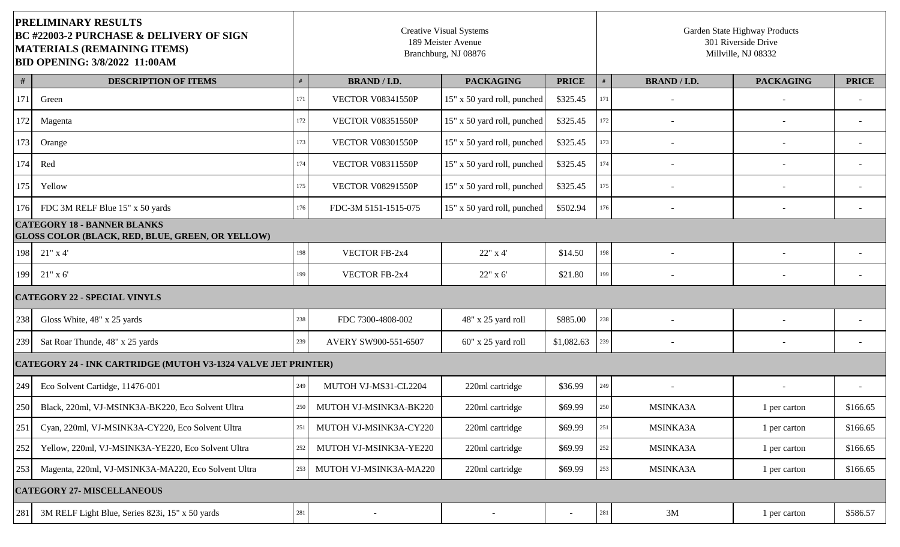| **PRELIMINARY RESULTS BC #22003-2 PURCHASE & DELIVERY OF SIGN MATERIALS (REMAINING ITEMS) BID OPENING: 3/8/2022 11:00AM** | | Creative Visual Systems 189 Meister Avenue Branchburg, NJ 08876 | | | | Garden State Highway Products 301 Riverside Drive Millville, NJ 08332 | | | |
|---|---|---|---|---|---|---|---|---|---|
| **#** | **DESCRIPTION OF ITEMS** | # | **BRAND / I.D.** | **PACKAGING** | **PRICE** | # | **BRAND / I.D.** | **PACKAGING** | **PRICE** |
| 171 | Green | 171 | VECTOR V08341550P | 15" x 50 yard roll, punched | $325.45 | 171 | - | - | - |
| 172 | Magenta | 172 | VECTOR V08351550P | 15" x 50 yard roll, punched | $325.45 | 172 | - | - | - |
| 173 | Orange | 173 | VECTOR V08301550P | 15" x 50 yard roll, punched | $325.45 | 173 | - | - | - |
| 174 | Red | 174 | VECTOR V08311550P | 15" x 50 yard roll, punched | $325.45 | 174 | - | - | - |
| 175 | Yellow | 175 | VECTOR V08291550P | 15" x 50 yard roll, punched | $325.45 | 175 | - | - | - |
| 176 | FDC 3M RELF Blue 15" x 50 yards | 176 | FDC-3M 5151-1515-075 | 15" x 50 yard roll, punched | $502.94 | 176 | - | - | - |
| **CATEGORY 18 - BANNER BLANKS GLOSS COLOR (BLACK, RED, BLUE, GREEN, OR YELLOW)** | | | | | | | | | |
| 198 | 21" x 4' | 198 | VECTOR FB-2x4 | 22" x 4' | $14.50 | 198 | - | - | - |
| 199 | 21" x 6' | 199 | VECTOR FB-2x4 | 22" x 6' | $21.80 | 199 | - | - | - |
| **CATEGORY 22 - SPECIAL VINYLS** | | | | | | | | | |
| 238 | Gloss White, 48" x 25 yards | 238 | FDC 7300-4808-002 | 48" x 25 yard roll | $885.00 | 238 | - | - | - |
| 239 | Sat Roar Thunde, 48" x 25 yards | 239 | AVERY SW900-551-6507 | 60" x 25 yard roll | $1,082.63 | 239 | - | - | - |
| **CATEGORY 24 - INK CARTRIDGE (MUTOH V3-1324 VALVE JET PRINTER)** | | | | | | | | | |
| 249 | Eco Solvent Cartidge, 11476-001 | 249 | MUTOH VJ-MS31-CL2204 | 220ml cartridge | $36.99 | 249 | - | - | - |
| 250 | Black, 220ml, VJ-MSINK3A-BK220, Eco Solvent Ultra | 250 | MUTOH VJ-MSINK3A-BK220 | 220ml cartridge | $69.99 | 250 | MSINKA3A | 1 per carton | $166.65 |
| 251 | Cyan, 220ml, VJ-MSINK3A-CY220, Eco Solvent Ultra | 251 | MUTOH VJ-MSINK3A-CY220 | 220ml cartridge | $69.99 | 251 | MSINKA3A | 1 per carton | $166.65 |
| 252 | Yellow, 220ml, VJ-MSINK3A-YE220, Eco Solvent Ultra | 252 | MUTOH VJ-MSINK3A-YE220 | 220ml cartridge | $69.99 | 252 | MSINKA3A | 1 per carton | $166.65 |
| 253 | Magenta, 220ml, VJ-MSINK3A-MA220, Eco Solvent Ultra | 253 | MUTOH VJ-MSINK3A-MA220 | 220ml cartridge | $69.99 | 253 | MSINKA3A | 1 per carton | $166.65 |
| **CATEGORY 27- MISCELLANEOUS** | | | | | | | | | |
| 281 | 3M RELF Light Blue, Series 823i, 15" x 50 yards | 281 | - | - | - | 281 | 3M | 1 per carton | $586.57 |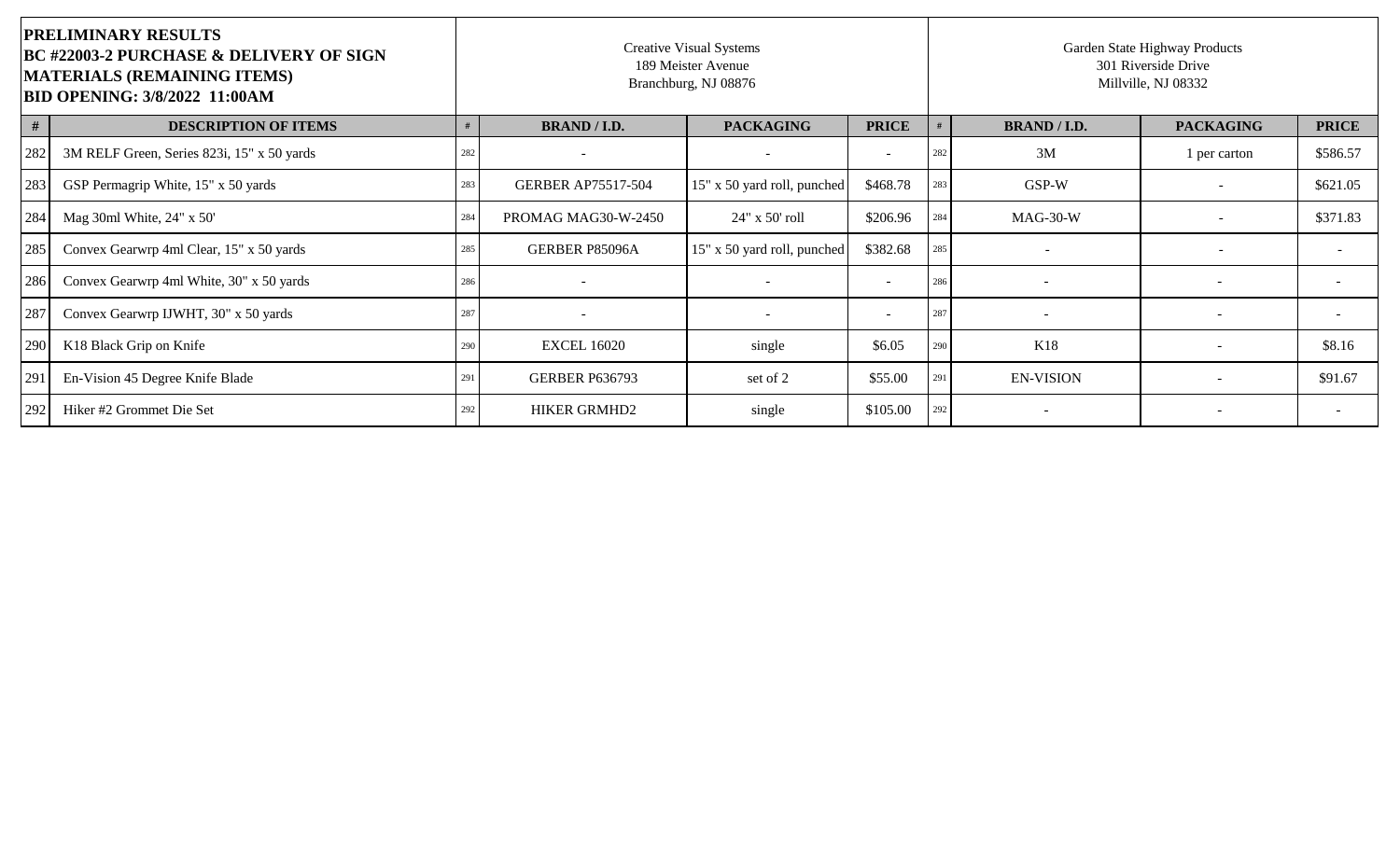| **PRELIMINARY RESULTS<br>BC #22003-2 PURCHASE & DELIVERY OF SIGN MATERIALS (REMAINING ITEMS)<br>BID OPENING: 3/8/2022 11:00AM** | | Creative Visual Systems<br>189 Meister Avenue<br>Branchburg, NJ 08876 | | | | Garden State Highway Products<br>301 Riverside Drive<br>Millville, NJ 08332 | | | |
|---|---|---|---|---|---|---|---|---|---|
| **#** | **DESCRIPTION OF ITEMS** | # | **BRAND / I.D.** | **PACKAGING** | **PRICE** | # | **BRAND / I.D.** | **PACKAGING** | **PRICE** |
| 282 | 3M RELF Green, Series 823i, 15" x 50 yards | 282 | - | - | - | 282 | 3M | 1 per carton | $586.57 |
| 283 | GSP Permagrip White, 15" x 50 yards | 283 | GERBER AP75517-504 | 15" x 50 yard roll, punched | $468.78 | 283 | GSP-W | - | $621.05 |
| 284 | Mag 30ml White, 24" x 50' | 284 | PROMAG MAG30-W-2450 | 24" x 50' roll | $206.96 | 284 | MAG-30-W | - | $371.83 |
| 285 | Convex Gearwrp 4ml Clear, 15" x 50 yards | 285 | GERBER P85096A | 15" x 50 yard roll, punched | $382.68 | 285 | - | - | - |
| 286 | Convex Gearwrp 4ml White, 30" x 50 yards | 286 | - | - | - | 286 | - | - | - |
| 287 | Convex Gearwrp IJWHT, 30" x 50 yards | 287 | - | - | - | 287 | - | - | - |
| 290 | K18 Black Grip on Knife | 290 | EXCEL 16020 | single | $6.05 | 290 | K18 | - | $8.16 |
| 291 | En-Vision 45 Degree Knife Blade | 291 | GERBER P636793 | set of 2 | $55.00 | 291 | EN-VISION | - | $91.67 |
| 292 | Hiker #2 Grommet Die Set | 292 | HIKER GRMHD2 | single | $105.00 | 292 | - | - | - |